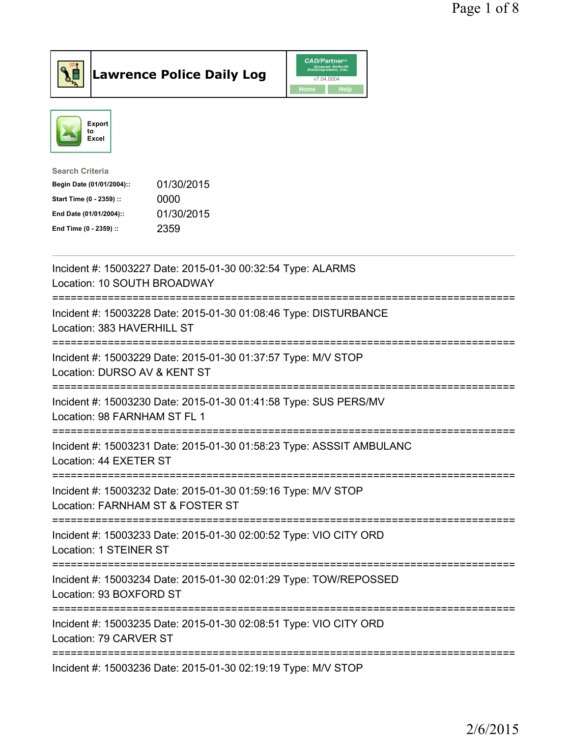# Lawrence Police Daily Log

CAD/Partner v7.04.0004

Home Help

Export to Excel

Search Criteria

| | |
|---|---|
| Begin Date (01/01/2004):: | 01/30/2015 |
| Start Time (0 - 2359) :: | 0000 |
| End Date (01/01/2004):: | 01/30/2015 |
| End Time (0 - 2359) :: | 2359 |

Incident #: 15003227 Date: 2015-01-30 00:32:54 Type: ALARMS
Location: 10 SOUTH BROADWAY

===========================================================================

Incident #: 15003228 Date: 2015-01-30 01:08:46 Type: DISTURBANCE
Location: 383 HAVERHILL ST

===========================================================================

Incident #: 15003229 Date: 2015-01-30 01:37:57 Type: M/V STOP
Location: DURSO AV & KENT ST

===========================================================================

Incident #: 15003230 Date: 2015-01-30 01:41:58 Type: SUS PERS/MV
Location: 98 FARNHAM ST FL 1

===========================================================================

Incident #: 15003231 Date: 2015-01-30 01:58:23 Type: ASSSIT AMBULANC
Location: 44 EXETER ST

===========================================================================

Incident #: 15003232 Date: 2015-01-30 01:59:16 Type: M/V STOP
Location: FARNHAM ST & FOSTER ST

===========================================================================

Incident #: 15003233 Date: 2015-01-30 02:00:52 Type: VIO CITY ORD
Location: 1 STEINER ST

===========================================================================

Incident #: 15003234 Date: 2015-01-30 02:01:29 Type: TOW/REPOSSED
Location: 93 BOXFORD ST

===========================================================================

Incident #: 15003235 Date: 2015-01-30 02:08:51 Type: VIO CITY ORD
Location: 79 CARVER ST

===========================================================================

Incident #: 15003236 Date: 2015-01-30 02:19:19 Type: M/V STOP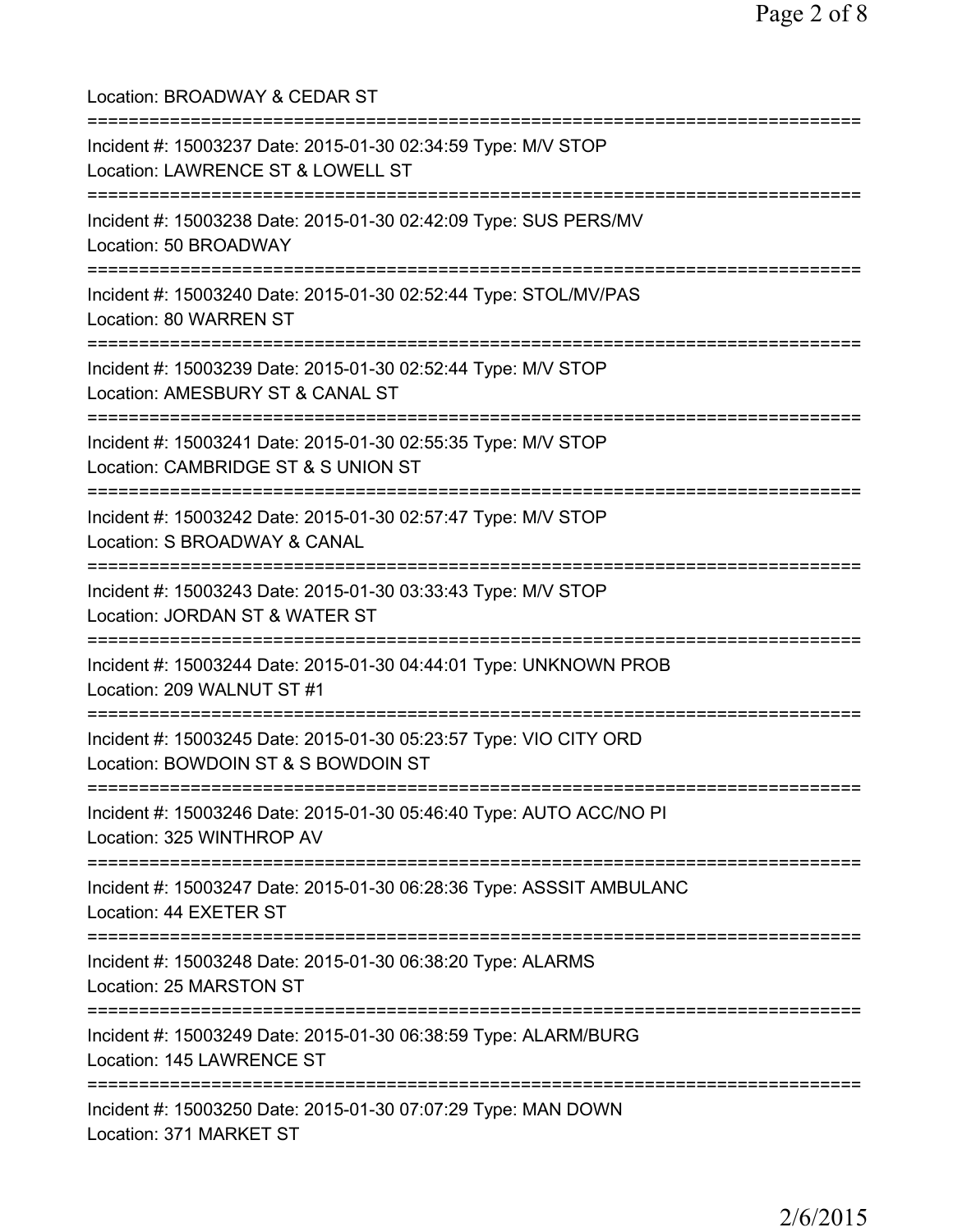Location: BROADWAY & CEDAR ST

===========================================================================

Incident #: 15003237 Date: 2015-01-30 02:34:59 Type: M/V STOP
Location: LAWRENCE ST & LOWELL ST

===========================================================================

Incident #: 15003238 Date: 2015-01-30 02:42:09 Type: SUS PERS/MV
Location: 50 BROADWAY

===========================================================================

Incident #: 15003240 Date: 2015-01-30 02:52:44 Type: STOL/MV/PAS
Location: 80 WARREN ST

===========================================================================

Incident #: 15003239 Date: 2015-01-30 02:52:44 Type: M/V STOP
Location: AMESBURY ST & CANAL ST

===========================================================================

Incident #: 15003241 Date: 2015-01-30 02:55:35 Type: M/V STOP
Location: CAMBRIDGE ST & S UNION ST

===========================================================================

Incident #: 15003242 Date: 2015-01-30 02:57:47 Type: M/V STOP
Location: S BROADWAY & CANAL

===========================================================================

Incident #: 15003243 Date: 2015-01-30 03:33:43 Type: M/V STOP
Location: JORDAN ST & WATER ST

===========================================================================

Incident #: 15003244 Date: 2015-01-30 04:44:01 Type: UNKNOWN PROB
Location: 209 WALNUT ST #1

===========================================================================

Incident #: 15003245 Date: 2015-01-30 05:23:57 Type: VIO CITY ORD
Location: BOWDOIN ST & S BOWDOIN ST

===========================================================================

Incident #: 15003246 Date: 2015-01-30 05:46:40 Type: AUTO ACC/NO PI
Location: 325 WINTHROP AV

===========================================================================

Incident #: 15003247 Date: 2015-01-30 06:28:36 Type: ASSSIT AMBULANC
Location: 44 EXETER ST

===========================================================================

Incident #: 15003248 Date: 2015-01-30 06:38:20 Type: ALARMS
Location: 25 MARSTON ST

===========================================================================

Incident #: 15003249 Date: 2015-01-30 06:38:59 Type: ALARM/BURG
Location: 145 LAWRENCE ST

===========================================================================

Incident #: 15003250 Date: 2015-01-30 07:07:29 Type: MAN DOWN
Location: 371 MARKET ST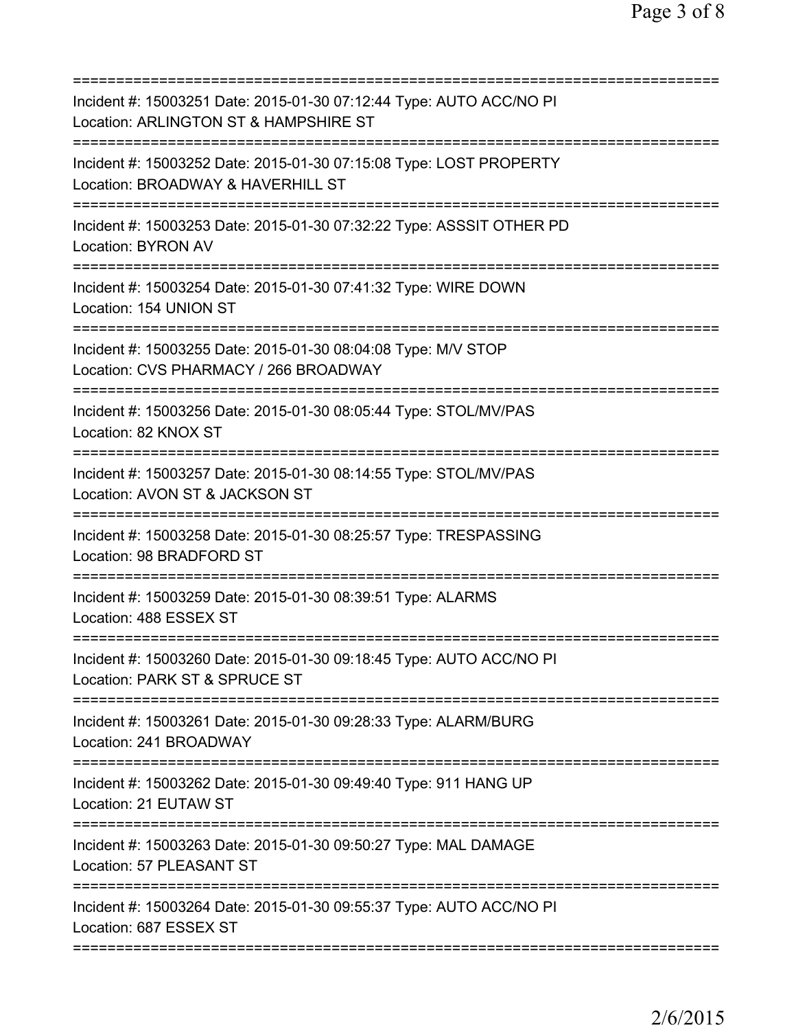===========================================================================
Incident #: 15003251 Date: 2015-01-30 07:12:44 Type: AUTO ACC/NO PI
Location: ARLINGTON ST & HAMPSHIRE ST
===========================================================================
Incident #: 15003252 Date: 2015-01-30 07:15:08 Type: LOST PROPERTY
Location: BROADWAY & HAVERHILL ST
===========================================================================
Incident #: 15003253 Date: 2015-01-30 07:32:22 Type: ASSSIT OTHER PD
Location: BYRON AV
===========================================================================
Incident #: 15003254 Date: 2015-01-30 07:41:32 Type: WIRE DOWN
Location: 154 UNION ST
===========================================================================
Incident #: 15003255 Date: 2015-01-30 08:04:08 Type: M/V STOP
Location: CVS PHARMACY / 266 BROADWAY
===========================================================================
Incident #: 15003256 Date: 2015-01-30 08:05:44 Type: STOL/MV/PAS
Location: 82 KNOX ST
===========================================================================
Incident #: 15003257 Date: 2015-01-30 08:14:55 Type: STOL/MV/PAS
Location: AVON ST & JACKSON ST
===========================================================================
Incident #: 15003258 Date: 2015-01-30 08:25:57 Type: TRESPASSING
Location: 98 BRADFORD ST
===========================================================================
Incident #: 15003259 Date: 2015-01-30 08:39:51 Type: ALARMS
Location: 488 ESSEX ST
===========================================================================
Incident #: 15003260 Date: 2015-01-30 09:18:45 Type: AUTO ACC/NO PI
Location: PARK ST & SPRUCE ST
===========================================================================
Incident #: 15003261 Date: 2015-01-30 09:28:33 Type: ALARM/BURG
Location: 241 BROADWAY
===========================================================================
Incident #: 15003262 Date: 2015-01-30 09:49:40 Type: 911 HANG UP
Location: 21 EUTAW ST
===========================================================================
Incident #: 15003263 Date: 2015-01-30 09:50:27 Type: MAL DAMAGE
Location: 57 PLEASANT ST
===========================================================================
Incident #: 15003264 Date: 2015-01-30 09:55:37 Type: AUTO ACC/NO PI
Location: 687 ESSEX ST
===========================================================================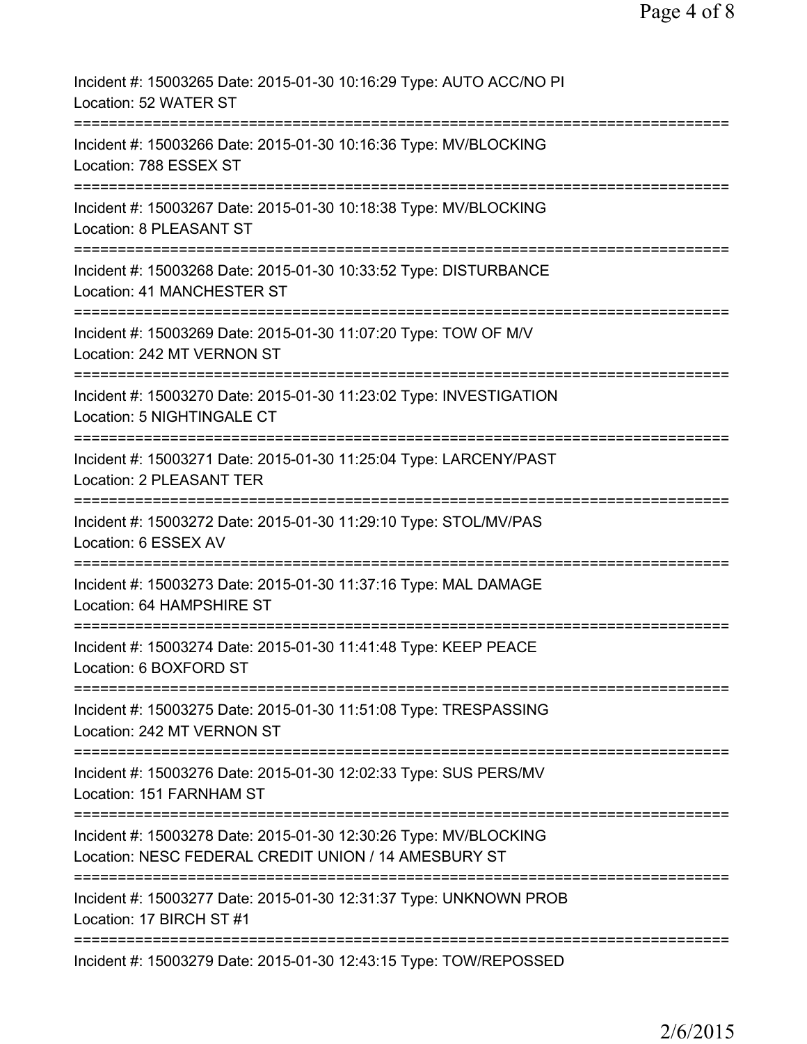Incident #: 15003265 Date: 2015-01-30 10:16:29 Type: AUTO ACC/NO PI
Location: 52 WATER ST
===========================================================================
Incident #: 15003266 Date: 2015-01-30 10:16:36 Type: MV/BLOCKING
Location: 788 ESSEX ST
===========================================================================
Incident #: 15003267 Date: 2015-01-30 10:18:38 Type: MV/BLOCKING
Location: 8 PLEASANT ST
===========================================================================
Incident #: 15003268 Date: 2015-01-30 10:33:52 Type: DISTURBANCE
Location: 41 MANCHESTER ST
===========================================================================
Incident #: 15003269 Date: 2015-01-30 11:07:20 Type: TOW OF M/V
Location: 242 MT VERNON ST
===========================================================================
Incident #: 15003270 Date: 2015-01-30 11:23:02 Type: INVESTIGATION
Location: 5 NIGHTINGALE CT
===========================================================================
Incident #: 15003271 Date: 2015-01-30 11:25:04 Type: LARCENY/PAST
Location: 2 PLEASANT TER
===========================================================================
Incident #: 15003272 Date: 2015-01-30 11:29:10 Type: STOL/MV/PAS
Location: 6 ESSEX AV
===========================================================================
Incident #: 15003273 Date: 2015-01-30 11:37:16 Type: MAL DAMAGE
Location: 64 HAMPSHIRE ST
===========================================================================
Incident #: 15003274 Date: 2015-01-30 11:41:48 Type: KEEP PEACE
Location: 6 BOXFORD ST
===========================================================================
Incident #: 15003275 Date: 2015-01-30 11:51:08 Type: TRESPASSING
Location: 242 MT VERNON ST
===========================================================================
Incident #: 15003276 Date: 2015-01-30 12:02:33 Type: SUS PERS/MV
Location: 151 FARNHAM ST
===========================================================================
Incident #: 15003278 Date: 2015-01-30 12:30:26 Type: MV/BLOCKING
Location: NESC FEDERAL CREDIT UNION / 14 AMESBURY ST
===========================================================================
Incident #: 15003277 Date: 2015-01-30 12:31:37 Type: UNKNOWN PROB
Location: 17 BIRCH ST #1
===========================================================================
Incident #: 15003279 Date: 2015-01-30 12:43:15 Type: TOW/REPOSSED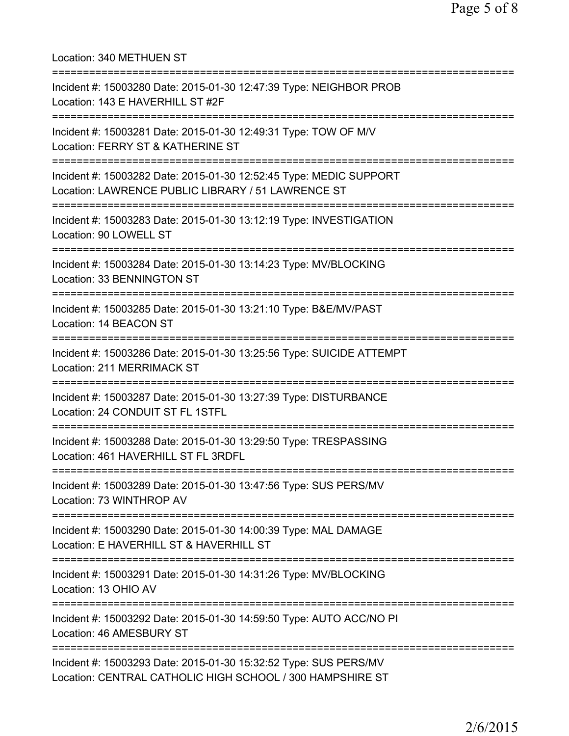Location: 340 METHUEN ST

===========================================================================

Incident #: 15003280 Date: 2015-01-30 12:47:39 Type: NEIGHBOR PROB
Location: 143 E HAVERHILL ST #2F

===========================================================================

Incident #: 15003281 Date: 2015-01-30 12:49:31 Type: TOW OF M/V
Location: FERRY ST & KATHERINE ST

===========================================================================

Incident #: 15003282 Date: 2015-01-30 12:52:45 Type: MEDIC SUPPORT
Location: LAWRENCE PUBLIC LIBRARY / 51 LAWRENCE ST

===========================================================================

Incident #: 15003283 Date: 2015-01-30 13:12:19 Type: INVESTIGATION
Location: 90 LOWELL ST

===========================================================================

Incident #: 15003284 Date: 2015-01-30 13:14:23 Type: MV/BLOCKING
Location: 33 BENNINGTON ST

===========================================================================

Incident #: 15003285 Date: 2015-01-30 13:21:10 Type: B&E/MV/PAST
Location: 14 BEACON ST

===========================================================================

Incident #: 15003286 Date: 2015-01-30 13:25:56 Type: SUICIDE ATTEMPT
Location: 211 MERRIMACK ST

===========================================================================

Incident #: 15003287 Date: 2015-01-30 13:27:39 Type: DISTURBANCE
Location: 24 CONDUIT ST FL 1STFL

===========================================================================

Incident #: 15003288 Date: 2015-01-30 13:29:50 Type: TRESPASSING
Location: 461 HAVERHILL ST FL 3RDFL

===========================================================================

Incident #: 15003289 Date: 2015-01-30 13:47:56 Type: SUS PERS/MV
Location: 73 WINTHROP AV

===========================================================================

Incident #: 15003290 Date: 2015-01-30 14:00:39 Type: MAL DAMAGE
Location: E HAVERHILL ST & HAVERHILL ST

===========================================================================

Incident #: 15003291 Date: 2015-01-30 14:31:26 Type: MV/BLOCKING
Location: 13 OHIO AV

===========================================================================

Incident #: 15003292 Date: 2015-01-30 14:59:50 Type: AUTO ACC/NO PI
Location: 46 AMESBURY ST

===========================================================================

Incident #: 15003293 Date: 2015-01-30 15:32:52 Type: SUS PERS/MV
Location: CENTRAL CATHOLIC HIGH SCHOOL / 300 HAMPSHIRE ST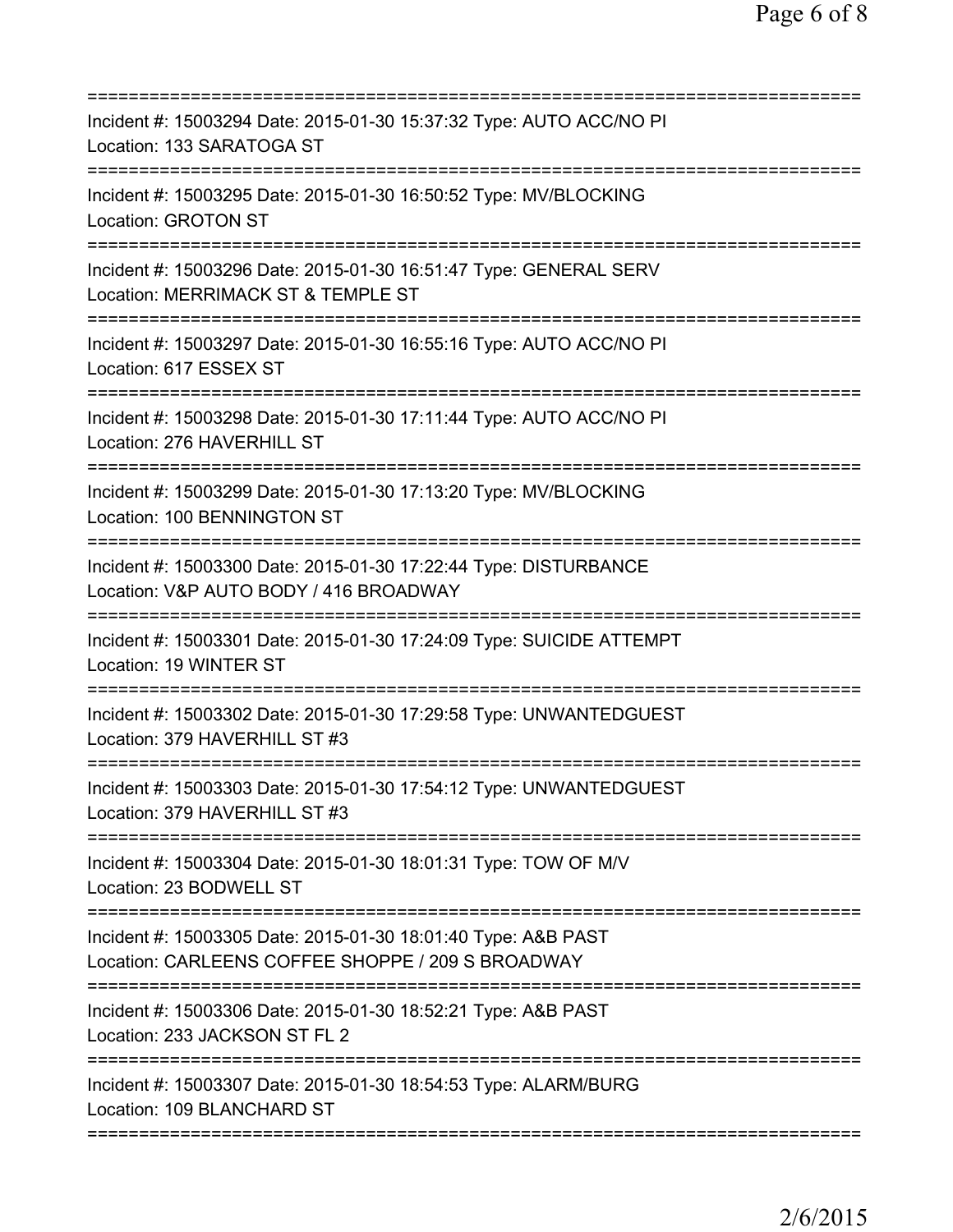===========================================================================
Incident #: 15003294 Date: 2015-01-30 15:37:32 Type: AUTO ACC/NO PI
Location: 133 SARATOGA ST
===========================================================================
Incident #: 15003295 Date: 2015-01-30 16:50:52 Type: MV/BLOCKING
Location: GROTON ST
===========================================================================
Incident #: 15003296 Date: 2015-01-30 16:51:47 Type: GENERAL SERV
Location: MERRIMACK ST & TEMPLE ST
===========================================================================
Incident #: 15003297 Date: 2015-01-30 16:55:16 Type: AUTO ACC/NO PI
Location: 617 ESSEX ST
===========================================================================
Incident #: 15003298 Date: 2015-01-30 17:11:44 Type: AUTO ACC/NO PI
Location: 276 HAVERHILL ST
===========================================================================
Incident #: 15003299 Date: 2015-01-30 17:13:20 Type: MV/BLOCKING
Location: 100 BENNINGTON ST
===========================================================================
Incident #: 15003300 Date: 2015-01-30 17:22:44 Type: DISTURBANCE
Location: V&P AUTO BODY / 416 BROADWAY
===========================================================================
Incident #: 15003301 Date: 2015-01-30 17:24:09 Type: SUICIDE ATTEMPT
Location: 19 WINTER ST
===========================================================================
Incident #: 15003302 Date: 2015-01-30 17:29:58 Type: UNWANTEDGUEST
Location: 379 HAVERHILL ST #3
===========================================================================
Incident #: 15003303 Date: 2015-01-30 17:54:12 Type: UNWANTEDGUEST
Location: 379 HAVERHILL ST #3
===========================================================================
Incident #: 15003304 Date: 2015-01-30 18:01:31 Type: TOW OF M/V
Location: 23 BODWELL ST
===========================================================================
Incident #: 15003305 Date: 2015-01-30 18:01:40 Type: A&B PAST
Location: CARLEENS COFFEE SHOPPE / 209 S BROADWAY
===========================================================================
Incident #: 15003306 Date: 2015-01-30 18:52:21 Type: A&B PAST
Location: 233 JACKSON ST FL 2
===========================================================================
Incident #: 15003307 Date: 2015-01-30 18:54:53 Type: ALARM/BURG
Location: 109 BLANCHARD ST
===========================================================================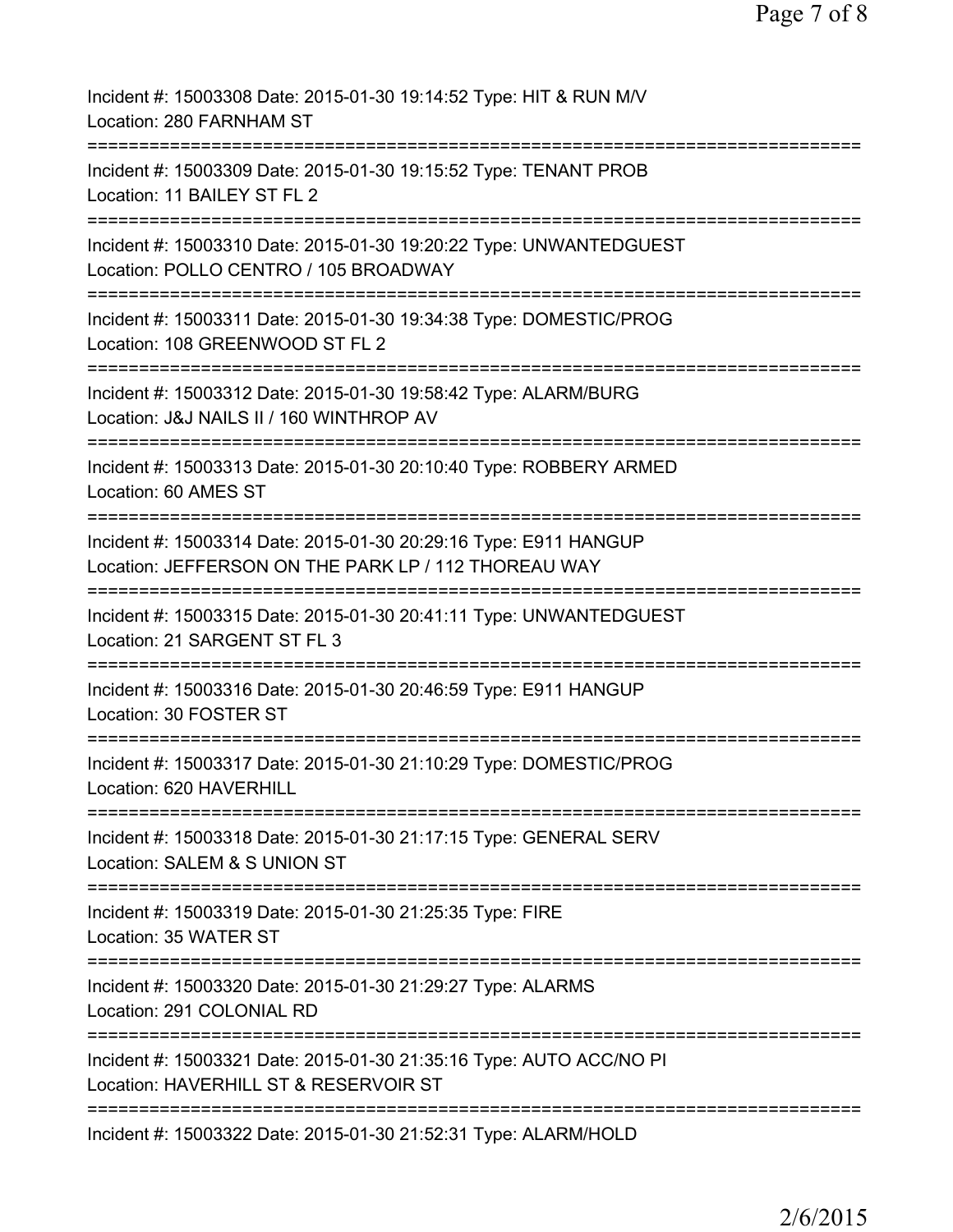Incident #: 15003308 Date: 2015-01-30 19:14:52 Type: HIT & RUN M/V
Location: 280 FARNHAM ST
===========================================================================
Incident #: 15003309 Date: 2015-01-30 19:15:52 Type: TENANT PROB
Location: 11 BAILEY ST FL 2
===========================================================================
Incident #: 15003310 Date: 2015-01-30 19:20:22 Type: UNWANTEDGUEST
Location: POLLO CENTRO / 105 BROADWAY
===========================================================================
Incident #: 15003311 Date: 2015-01-30 19:34:38 Type: DOMESTIC/PROG
Location: 108 GREENWOOD ST FL 2
===========================================================================
Incident #: 15003312 Date: 2015-01-30 19:58:42 Type: ALARM/BURG
Location: J&J NAILS II / 160 WINTHROP AV
===========================================================================
Incident #: 15003313 Date: 2015-01-30 20:10:40 Type: ROBBERY ARMED
Location: 60 AMES ST
===========================================================================
Incident #: 15003314 Date: 2015-01-30 20:29:16 Type: E911 HANGUP
Location: JEFFERSON ON THE PARK LP / 112 THOREAU WAY
===========================================================================
Incident #: 15003315 Date: 2015-01-30 20:41:11 Type: UNWANTEDGUEST
Location: 21 SARGENT ST FL 3
===========================================================================
Incident #: 15003316 Date: 2015-01-30 20:46:59 Type: E911 HANGUP
Location: 30 FOSTER ST
===========================================================================
Incident #: 15003317 Date: 2015-01-30 21:10:29 Type: DOMESTIC/PROG
Location: 620 HAVERHILL
===========================================================================
Incident #: 15003318 Date: 2015-01-30 21:17:15 Type: GENERAL SERV
Location: SALEM & S UNION ST
===========================================================================
Incident #: 15003319 Date: 2015-01-30 21:25:35 Type: FIRE
Location: 35 WATER ST
===========================================================================
Incident #: 15003320 Date: 2015-01-30 21:29:27 Type: ALARMS
Location: 291 COLONIAL RD
===========================================================================
Incident #: 15003321 Date: 2015-01-30 21:35:16 Type: AUTO ACC/NO PI
Location: HAVERHILL ST & RESERVOIR ST
===========================================================================
Incident #: 15003322 Date: 2015-01-30 21:52:31 Type: ALARM/HOLD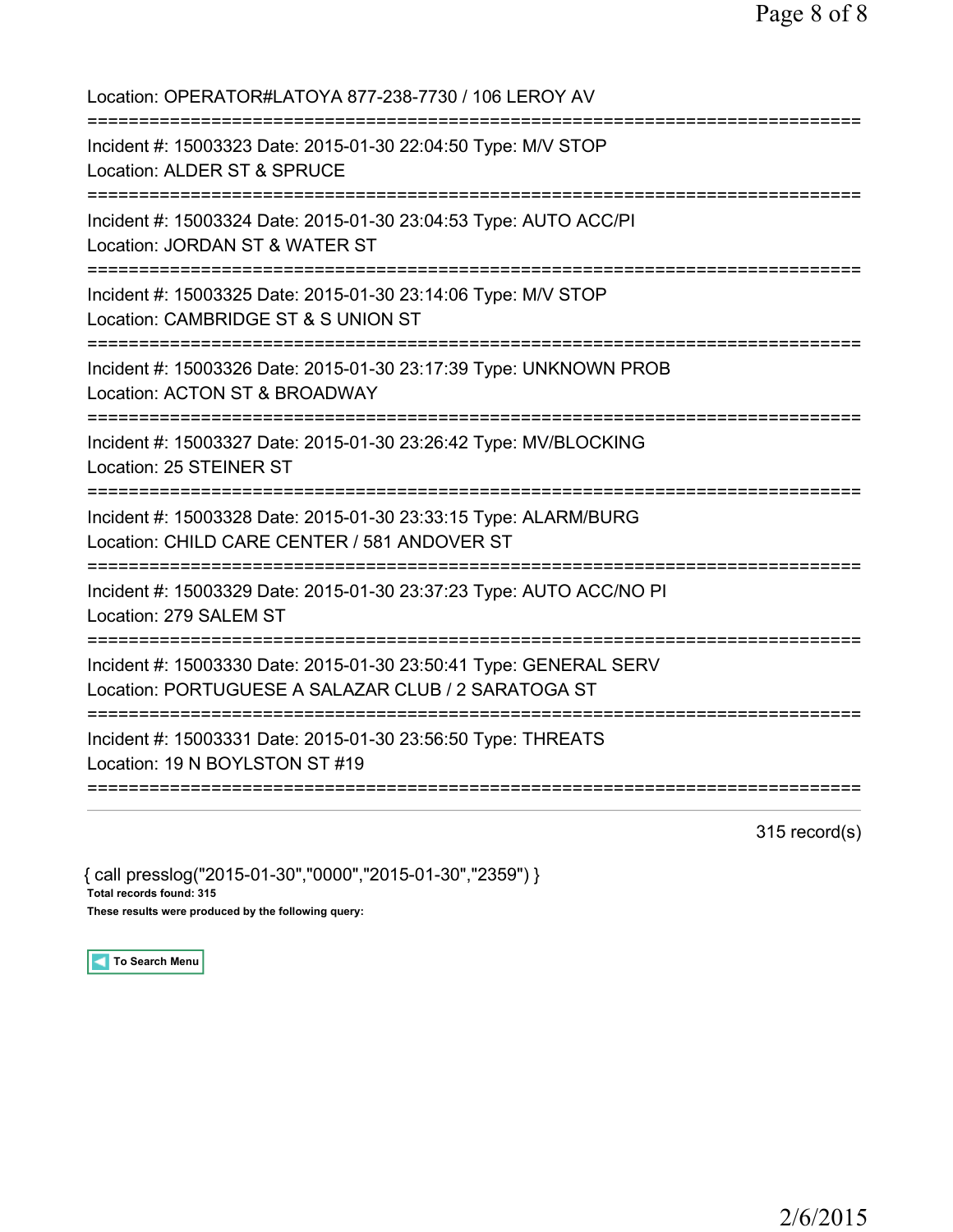Location: OPERATOR#LATOYA 877-238-7730 / 106 LEROY AV

===========================================================================

Incident #: 15003323 Date: 2015-01-30 22:04:50 Type: M/V STOP
Location: ALDER ST & SPRUCE

===========================================================================

Incident #: 15003324 Date: 2015-01-30 23:04:53 Type: AUTO ACC/PI
Location: JORDAN ST & WATER ST

===========================================================================

Incident #: 15003325 Date: 2015-01-30 23:14:06 Type: M/V STOP
Location: CAMBRIDGE ST & S UNION ST

===========================================================================

Incident #: 15003326 Date: 2015-01-30 23:17:39 Type: UNKNOWN PROB
Location: ACTON ST & BROADWAY

===========================================================================

Incident #: 15003327 Date: 2015-01-30 23:26:42 Type: MV/BLOCKING
Location: 25 STEINER ST

===========================================================================

Incident #: 15003328 Date: 2015-01-30 23:33:15 Type: ALARM/BURG
Location: CHILD CARE CENTER / 581 ANDOVER ST

===========================================================================

Incident #: 15003329 Date: 2015-01-30 23:37:23 Type: AUTO ACC/NO PI
Location: 279 SALEM ST

===========================================================================

Incident #: 15003330 Date: 2015-01-30 23:50:41 Type: GENERAL SERV
Location: PORTUGUESE A SALAZAR CLUB / 2 SARATOGA ST

===========================================================================

Incident #: 15003331 Date: 2015-01-30 23:56:50 Type: THREATS
Location: 19 N BOYLSTON ST #19

===========================================================================

315 record(s)

{ call presslog("2015-01-30","0000","2015-01-30","2359") }

**Total records found: 315**

**These results were produced by the following query:**

To Search Menu

2/6/2015